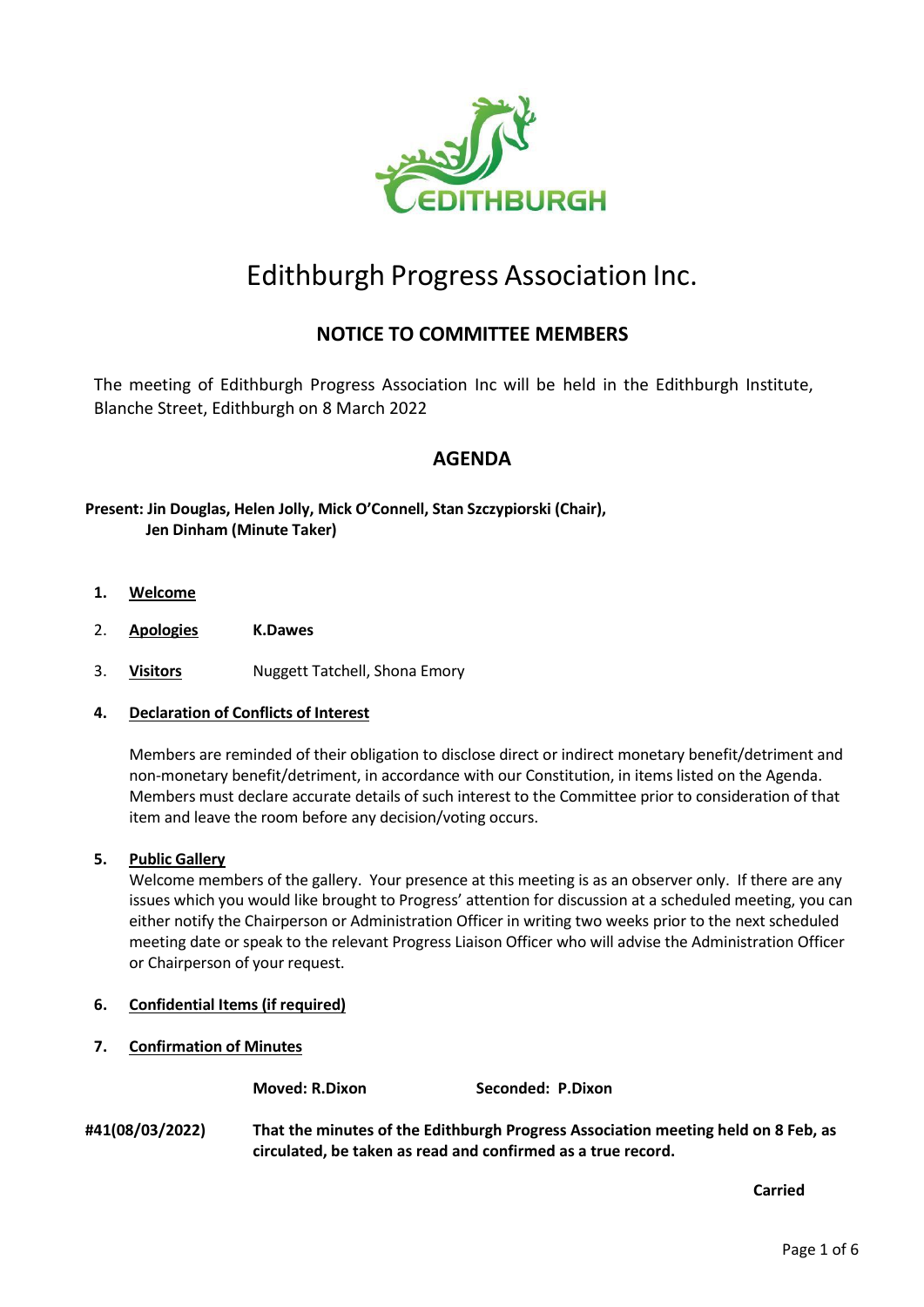# Edithburgh Progress Association Inc.

## NOTICE TO COMMITTEE MEMBERS

The meeting of Edithburgh Progress Association Inc will be held in the Edithburgh Institute, Blanche Street, Edithburgh on 8 March 2022

## AGENDA

**Present: Jin Douglas, Helen Jolly, Mick O'Connell, Stan Szczypiorski (Chair), Jen Dinham (Minute Taker)**

1. **Welcome**
2. **Apologies** **K.Dawes**
3. **Visitors** Nuggett Tatchell, Shona Emory
4. **Declaration of Conflicts of Interest**

   Members are reminded of their obligation to disclose direct or indirect monetary benefit/detriment and non-monetary benefit/detriment, in accordance with our Constitution, in items listed on the Agenda. Members must declare accurate details of such interest to the Committee prior to consideration of that item and leave the room before any decision/voting occurs.

5. **Public Gallery**

   Welcome members of the gallery. Your presence at this meeting is as an observer only. If there are any issues which you would like brought to Progress' attention for discussion at a scheduled meeting, you can either notify the Chairperson or Administration Officer in writing two weeks prior to the next scheduled meeting date or speak to the relevant Progress Liaison Officer who will advise the Administration Officer or Chairperson of your request.

6. **Confidential Items (if required)**
7. **Confirmation of Minutes**

**Moved: R.Dixon** **Seconded: P.Dixon**

**#41(08/03/2022)** **That the minutes of the Edithburgh Progress Association meeting held on 8 Feb, as circulated, be taken as read and confirmed as a true record.**

**Carried**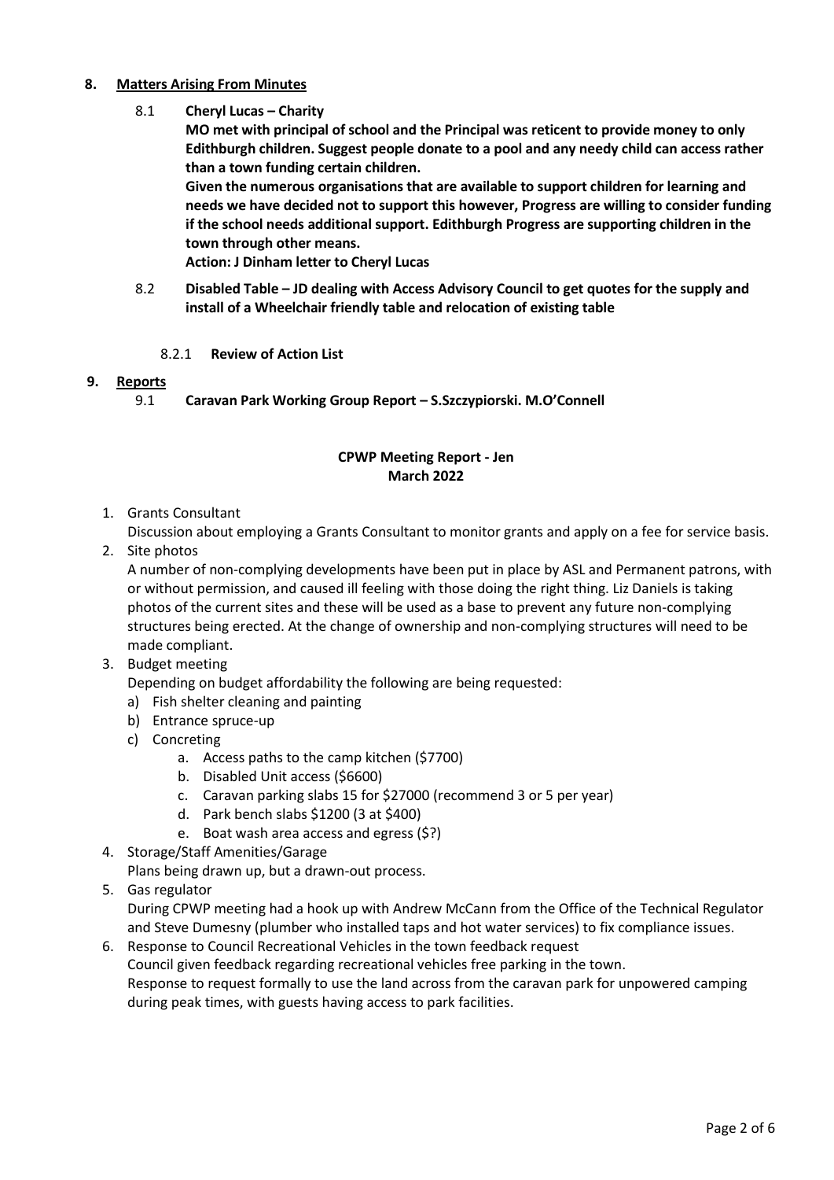## 8. Matters Arising From Minutes

8.1 **Cheryl Lucas – Charity**

**MO met with principal of school and the Principal was reticent to provide money to only Edithburgh children. Suggest people donate to a pool and any needy child can access rather than a town funding certain children.**

**Given the numerous organisations that are available to support children for learning and needs we have decided not to support this however, Progress are willing to consider funding if the school needs additional support. Edithburgh Progress are supporting children in the town through other means.**

**Action: J Dinham letter to Cheryl Lucas**

8.2 **Disabled Table – JD dealing with Access Advisory Council to get quotes for the supply and install of a Wheelchair friendly table and relocation of existing table**

8.2.1 **Review of Action List**

## 9. Reports

9.1 **Caravan Park Working Group Report – S.Szczypiorski. M.O'Connell**

**CPWP Meeting Report - Jen**
**March 2022**

1. Grants Consultant
   Discussion about employing a Grants Consultant to monitor grants and apply on a fee for service basis.
2. Site photos
   A number of non-complying developments have been put in place by ASL and Permanent patrons, with or without permission, and caused ill feeling with those doing the right thing. Liz Daniels is taking photos of the current sites and these will be used as a base to prevent any future non-complying structures being erected. At the change of ownership and non-complying structures will need to be made compliant.
3. Budget meeting
   Depending on budget affordability the following are being requested:
   a) Fish shelter cleaning and painting
   b) Entrance spruce-up
   c) Concreting
      a. Access paths to the camp kitchen ($7700)
      b. Disabled Unit access ($6600)
      c. Caravan parking slabs 15 for $27000 (recommend 3 or 5 per year)
      d. Park bench slabs $1200 (3 at $400)
      e. Boat wash area access and egress ($?)
4. Storage/Staff Amenities/Garage
   Plans being drawn up, but a drawn-out process.
5. Gas regulator
   During CPWP meeting had a hook up with Andrew McCann from the Office of the Technical Regulator and Steve Dumesny (plumber who installed taps and hot water services) to fix compliance issues.
6. Response to Council Recreational Vehicles in the town feedback request
   Council given feedback regarding recreational vehicles free parking in the town.
   Response to request formally to use the land across from the caravan park for unpowered camping during peak times, with guests having access to park facilities.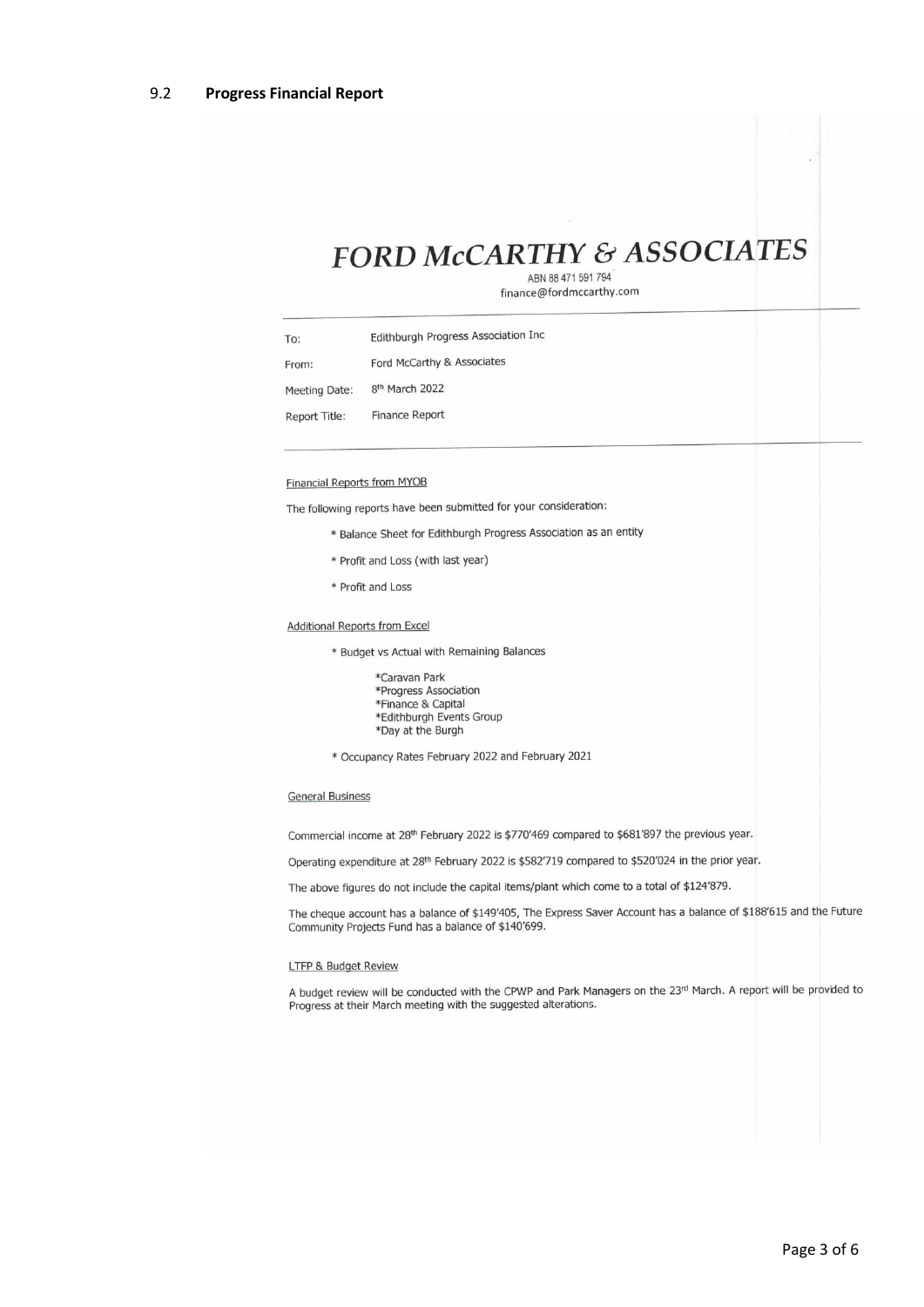## 9.2 **Progress Financial Report**

# *FORD McCARTHY & ASSOCIATES*

ABN 88 471 591 794
finance@fordmccarthy.com

| | |
|---|---|
| To: | Edithburgh Progress Association Inc |
| From: | Ford McCarthy & Associates |
| Meeting Date: | 8th March 2022 |
| Report Title: | Finance Report |

Financial Reports from MYOB

The following reports have been submitted for your consideration:

* Balance Sheet for Edithburgh Progress Association as an entity
* Profit and Loss (with last year)
* Profit and Loss

Additional Reports from Excel

* Budget vs Actual with Remaining Balances
  - *Caravan Park
  - *Progress Association
  - *Finance & Capital
  - *Edithburgh Events Group
  - *Day at the Burgh
* Occupancy Rates February 2022 and February 2021

General Business

Commercial income at 28th February 2022 is $770'469 compared to $681'897 the previous year.

Operating expenditure at 28th February 2022 is $582'719 compared to $520'024 in the prior year.

The above figures do not include the capital items/plant which come to a total of $124'879.

The cheque account has a balance of $149'405, The Express Saver Account has a balance of $188'615 and the Future Community Projects Fund has a balance of $140'699.

LTFP & Budget Review

A budget review will be conducted with the CPWP and Park Managers on the 23rd March. A report will be provided to Progress at their March meeting with the suggested alterations.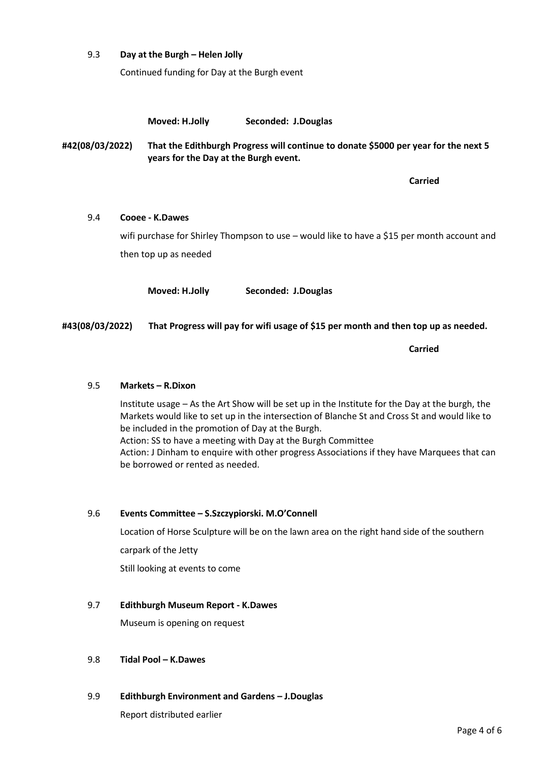### 9.3 Day at the Burgh – Helen Jolly

Continued funding for Day at the Burgh event

**Moved: H.Jolly** **Seconded: J.Douglas**

**#42(08/03/2022)** **That the Edithburgh Progress will continue to donate $5000 per year for the next 5 years for the Day at the Burgh event.**

**Carried**

### 9.4 Cooee - K.Dawes

wifi purchase for Shirley Thompson to use – would like to have a $15 per month account and then top up as needed

**Moved: H.Jolly** **Seconded: J.Douglas**

**#43(08/03/2022)** **That Progress will pay for wifi usage of $15 per month and then top up as needed.**

**Carried**

### 9.5 Markets – R.Dixon

Institute usage – As the Art Show will be set up in the Institute for the Day at the burgh, the Markets would like to set up in the intersection of Blanche St and Cross St and would like to be included in the promotion of Day at the Burgh.
Action: SS to have a meeting with Day at the Burgh Committee
Action: J Dinham to enquire with other progress Associations if they have Marquees that can be borrowed or rented as needed.

### 9.6 Events Committee – S.Szczypiorski. M.O'Connell

Location of Horse Sculpture will be on the lawn area on the right hand side of the southern carpark of the Jetty

Still looking at events to come

### 9.7 Edithburgh Museum Report - K.Dawes

Museum is opening on request

### 9.8 Tidal Pool – K.Dawes

### 9.9 Edithburgh Environment and Gardens – J.Douglas

Report distributed earlier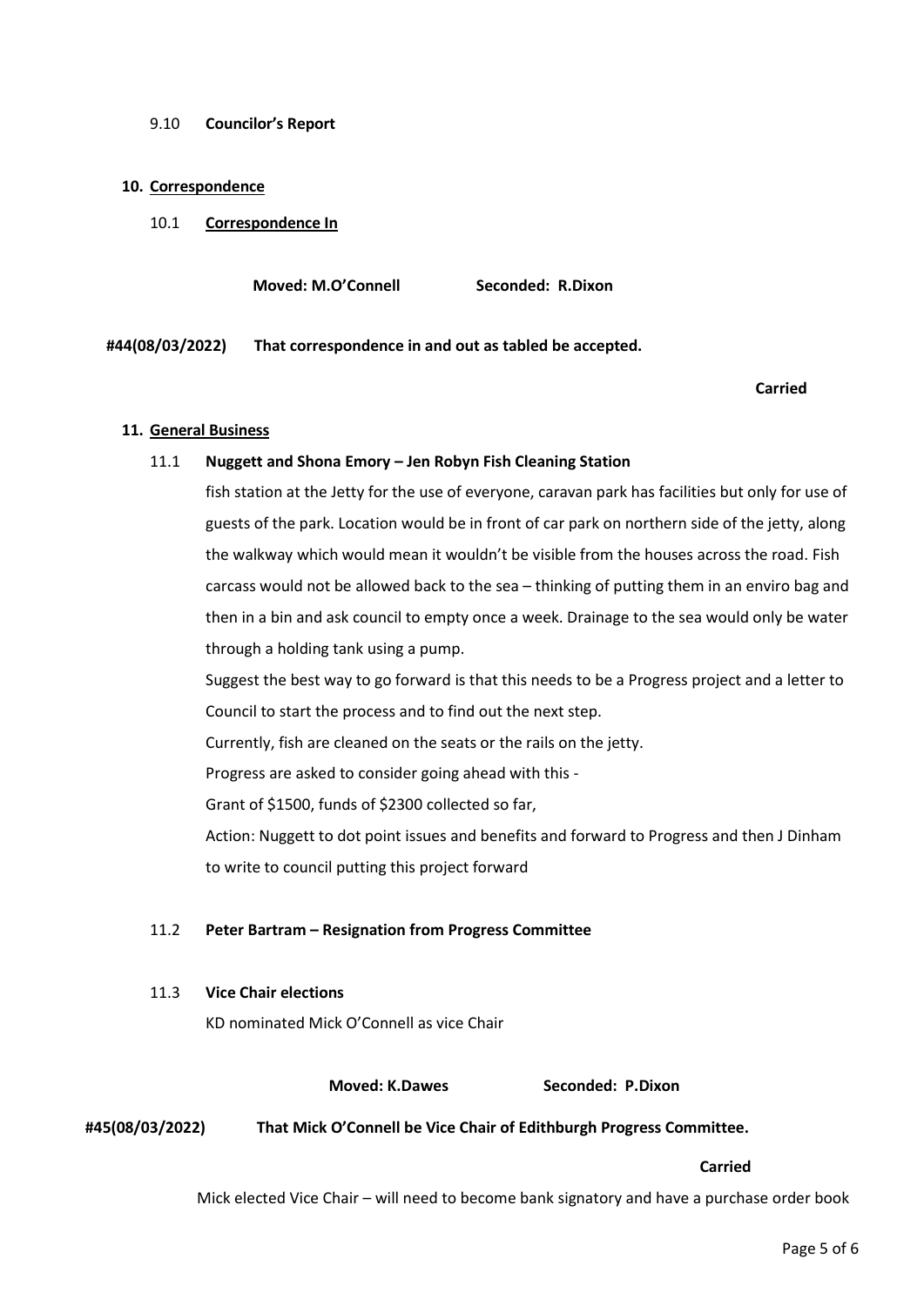9.10 **Councilor's Report**

**10. Correspondence**

10.1 **Correspondence In**

**Moved: M.O'Connell Seconded: R.Dixon**

**#44(08/03/2022) That correspondence in and out as tabled be accepted.**

**Carried**

**11. General Business**

11.1 **Nuggett and Shona Emory – Jen Robyn Fish Cleaning Station**

fish station at the Jetty for the use of everyone, caravan park has facilities but only for use of guests of the park. Location would be in front of car park on northern side of the jetty, along the walkway which would mean it wouldn't be visible from the houses across the road. Fish carcass would not be allowed back to the sea – thinking of putting them in an enviro bag and then in a bin and ask council to empty once a week. Drainage to the sea would only be water through a holding tank using a pump.

Suggest the best way to go forward is that this needs to be a Progress project and a letter to Council to start the process and to find out the next step.

Currently, fish are cleaned on the seats or the rails on the jetty.

Progress are asked to consider going ahead with this -

Grant of $1500, funds of $2300 collected so far,

Action: Nuggett to dot point issues and benefits and forward to Progress and then J Dinham to write to council putting this project forward

11.2 **Peter Bartram – Resignation from Progress Committee**

11.3 **Vice Chair elections**

KD nominated Mick O'Connell as vice Chair

**Moved: K.Dawes Seconded: P.Dixon**

**#45(08/03/2022) That Mick O'Connell be Vice Chair of Edithburgh Progress Committee.**

**Carried**

Mick elected Vice Chair – will need to become bank signatory and have a purchase order book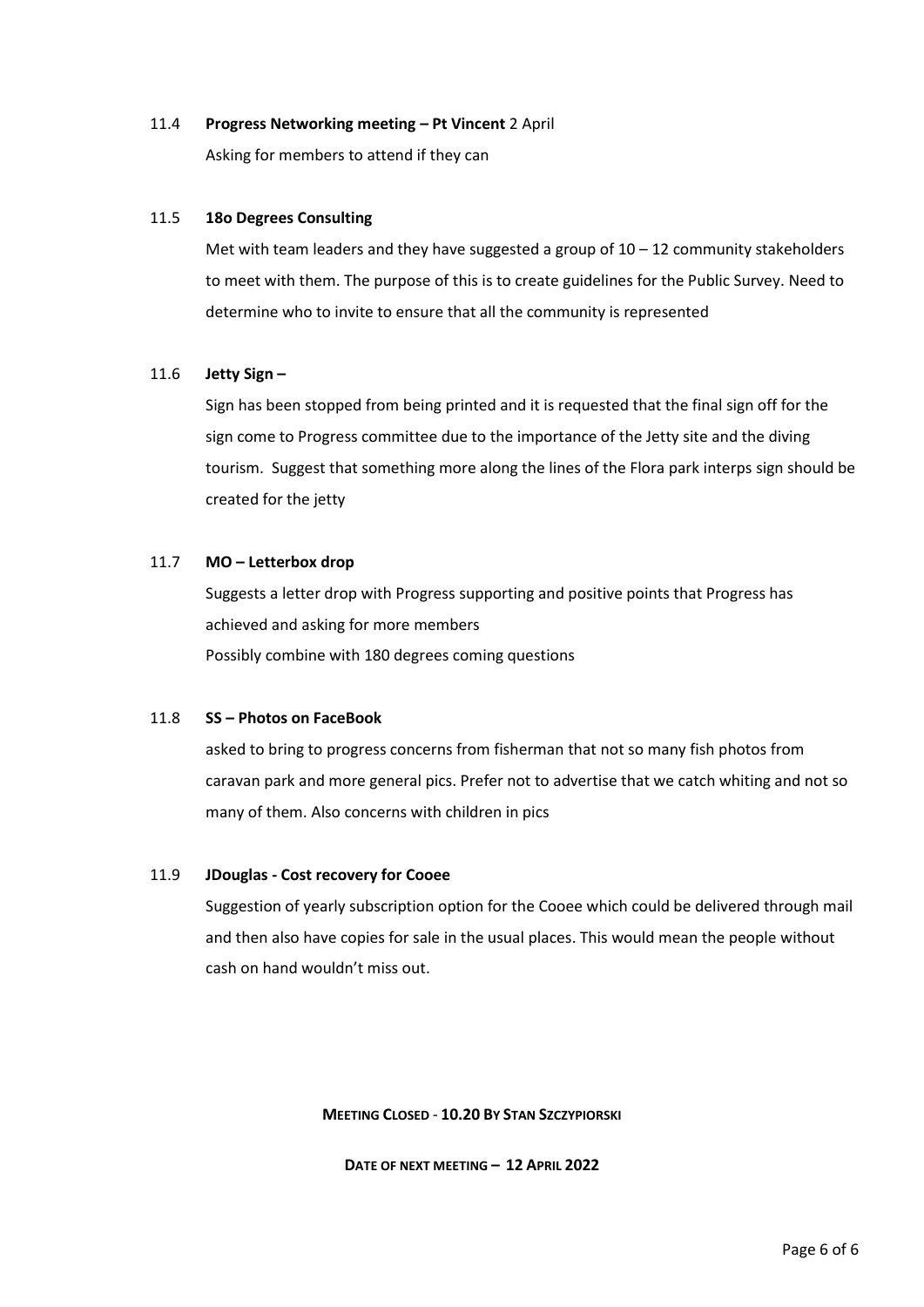11.4 **Progress Networking meeting – Pt Vincent** 2 April

Asking for members to attend if they can

11.5 **18o Degrees Consulting**

Met with team leaders and they have suggested a group of 10 – 12 community stakeholders to meet with them. The purpose of this is to create guidelines for the Public Survey. Need to determine who to invite to ensure that all the community is represented

11.6 **Jetty Sign –**

Sign has been stopped from being printed and it is requested that the final sign off for the sign come to Progress committee due to the importance of the Jetty site and the diving tourism. Suggest that something more along the lines of the Flora park interps sign should be created for the jetty

11.7 **MO – Letterbox drop**

Suggests a letter drop with Progress supporting and positive points that Progress has achieved and asking for more members

Possibly combine with 180 degrees coming questions

11.8 **SS – Photos on FaceBook**

asked to bring to progress concerns from fisherman that not so many fish photos from caravan park and more general pics. Prefer not to advertise that we catch whiting and not so many of them. Also concerns with children in pics

11.9 **JDouglas - Cost recovery for Cooee**

Suggestion of yearly subscription option for the Cooee which could be delivered through mail and then also have copies for sale in the usual places. This would mean the people without cash on hand wouldn't miss out.

**MEETING CLOSED - 10.20 BY STAN SZCZYPIORSKI**

**DATE OF NEXT MEETING – 12 APRIL 2022**